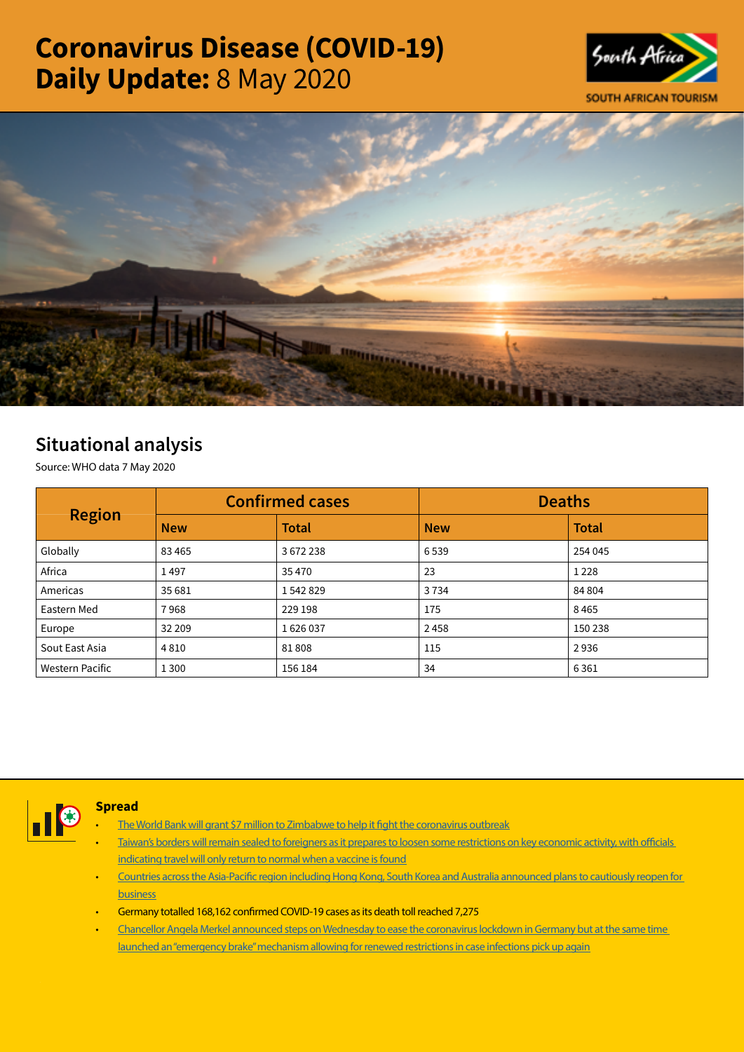# Coronavirus Disease (COVID-19) Daily Update: 8 May 2020

SOUTH AFRICAN TOURISM

## Situational analysis

Source: WHO data 7 May 2020

| Region | Confirmed cases | | Deaths | |
|---|---|---|---|---|
| | New | Total | New | Total |
| Globally | 83 465 | 3 672 238 | 6 539 | 254 045 |
| Africa | 1 497 | 35 470 | 23 | 1 228 |
| Americas | 35 681 | 1 542 829 | 3 734 | 84 804 |
| Eastern Med | 7 968 | 229 198 | 175 | 8 465 |
| Europe | 32 209 | 1 626 037 | 2 458 | 150 238 |
| Sout East Asia | 4 810 | 81 808 | 115 | 2 936 |
| Western Pacific | 1 300 | 156 184 | 34 | 6 361 |

### Spread

- The World Bank will grant $7 million to Zimbabwe to help it fight the coronavirus outbreak
- Taiwan's borders will remain sealed to foreigners as it prepares to loosen some restrictions on key economic activity, with officials indicating travel will only return to normal when a vaccine is found
- Countries across the Asia-Pacific region including Hong Kong, South Korea and Australia announced plans to cautiously reopen for business
- Germany totalled 168,162 confirmed COVID-19 cases as its death toll reached 7,275
- Chancellor Angela Merkel announced steps on Wednesday to ease the coronavirus lockdown in Germany but at the same time launched an "emergency brake" mechanism allowing for renewed restrictions in case infections pick up again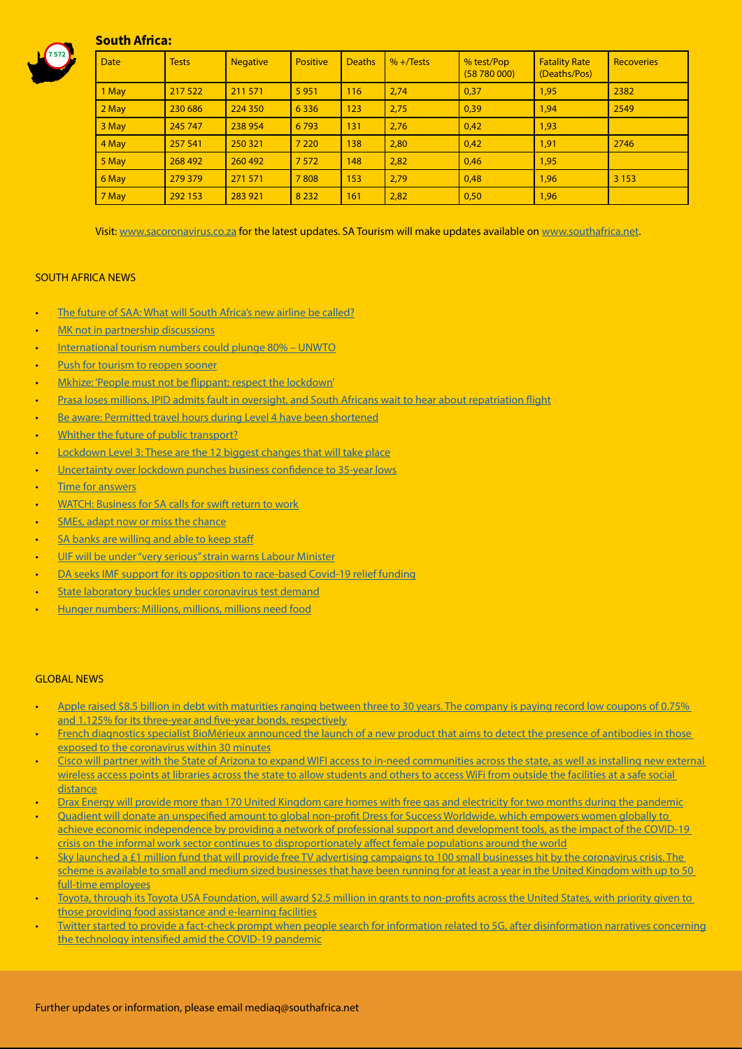## South Africa:

| Date | Tests | Negative | Positive | Deaths | % +/Tests | % test/Pop (58 780 000) | Fatality Rate (Deaths/Pos) | Recoveries |
|---|---|---|---|---|---|---|---|---|
| 1 May | 217 522 | 211 571 | 5 951 | 116 | 2,74 | 0,37 | 1,95 | 2382 |
| 2 May | 230 686 | 224 350 | 6 336 | 123 | 2,75 | 0,39 | 1,94 | 2549 |
| 3 May | 245 747 | 238 954 | 6 793 | 131 | 2,76 | 0,42 | 1,93 | |
| 4 May | 257 541 | 250 321 | 7 220 | 138 | 2,80 | 0,42 | 1,91 | 2746 |
| 5 May | 268 492 | 260 492 | 7 572 | 148 | 2,82 | 0,46 | 1,95 | |
| 6 May | 279 379 | 271 571 | 7 808 | 153 | 2,79 | 0,48 | 1,96 | 3 153 |
| 7 May | 292 153 | 283 921 | 8 232 | 161 | 2,82 | 0,50 | 1,96 | |

Visit: www.sacoronavirus.co.za for the latest updates. SA Tourism will make updates available on www.southafrica.net.

SOUTH AFRICA NEWS

- The future of SAA: What will South Africa's new airline be called?
- MK not in partnership discussions
- International tourism numbers could plunge 80% – UNWTO
- Push for tourism to reopen sooner
- Mkhize: 'People must not be flippant; respect the lockdown'
- Prasa loses millions, IPID admits fault in oversight, and South Africans wait to hear about repatriation flight
- Be aware: Permitted travel hours during Level 4 have been shortened
- Whither the future of public transport?
- Lockdown Level 3: These are the 12 biggest changes that will take place
- Uncertainty over lockdown punches business confidence to 35-year lows
- Time for answers
- WATCH: Business for SA calls for swift return to work
- SMEs, adapt now or miss the chance
- SA banks are willing and able to keep staff
- UIF will be under "very serious" strain warns Labour Minister
- DA seeks IMF support for its opposition to race-based Covid-19 relief funding
- State laboratory buckles under coronavirus test demand
- Hunger numbers: Millions, millions, millions need food

GLOBAL NEWS

- Apple raised $8.5 billion in debt with maturities ranging between three to 30 years. The company is paying record low coupons of 0.75% and 1.125% for its three-year and five-year bonds, respectively
- French diagnostics specialist BioMérieux announced the launch of a new product that aims to detect the presence of antibodies in those exposed to the coronavirus within 30 minutes
- Cisco will partner with the State of Arizona to expand WIFI access to in-need communities across the state, as well as installing new external wireless access points at libraries across the state to allow students and others to access WiFi from outside the facilities at a safe social distance
- Drax Energy will provide more than 170 United Kingdom care homes with free gas and electricity for two months during the pandemic
- Quadient will donate an unspecified amount to global non-profit Dress for Success Worldwide, which empowers women globally to achieve economic independence by providing a network of professional support and development tools, as the impact of the COVID-19 crisis on the informal work sector continues to disproportionately affect female populations around the world
- Sky launched a £1 million fund that will provide free TV advertising campaigns to 100 small businesses hit by the coronavirus crisis. The scheme is available to small and medium sized businesses that have been running for at least a year in the United Kingdom with up to 50 full-time employees
- Toyota, through its Toyota USA Foundation, will award $2.5 million in grants to non-profits across the United States, with priority given to those providing food assistance and e-learning facilities
- Twitter started to provide a fact-check prompt when people search for information related to 5G, after disinformation narratives concerning the technology intensified amid the COVID-19 pandemic

Further updates or information, please email mediaq@southafrica.net